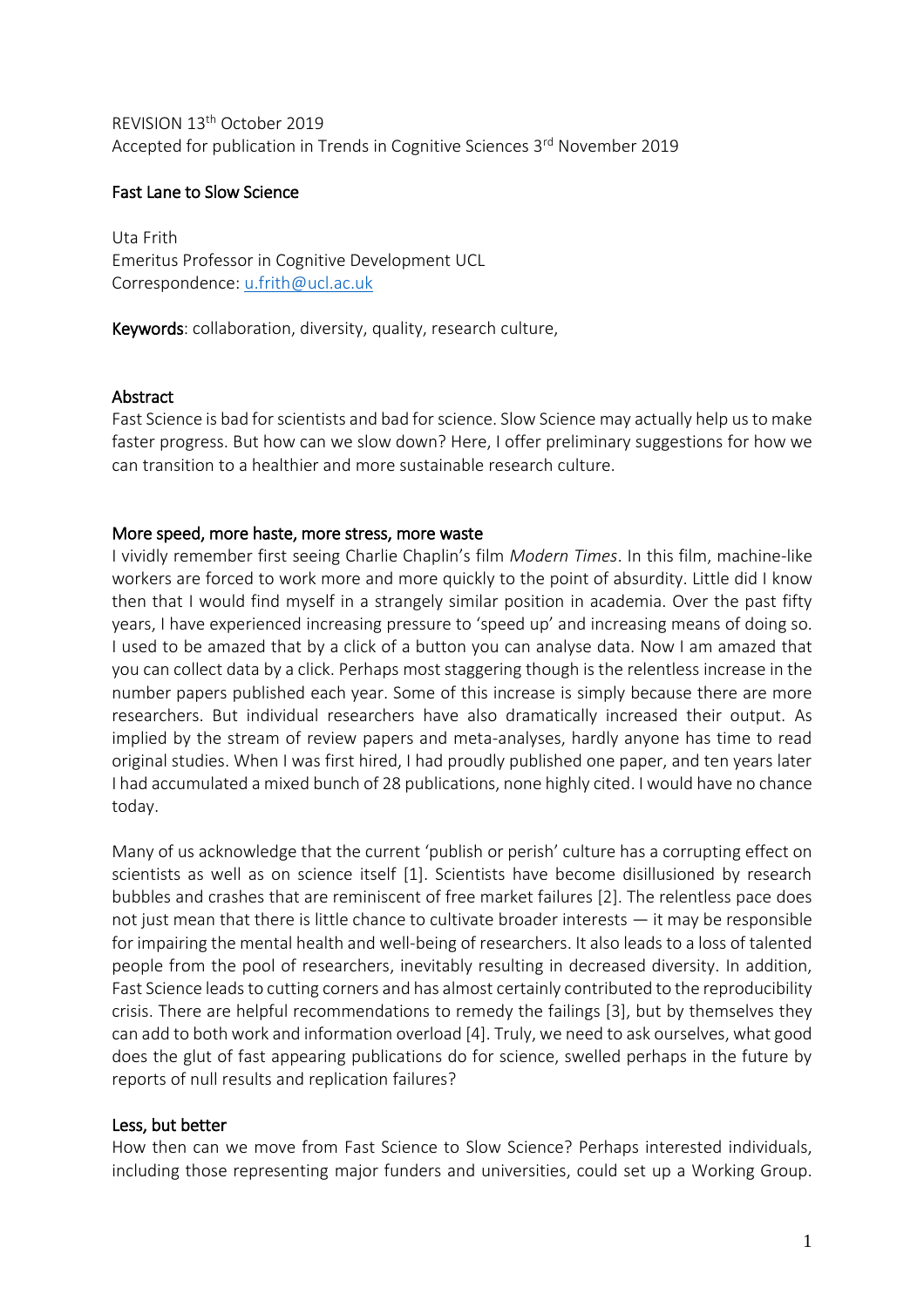REVISION 13th October 2019
Accepted for publication in Trends in Cognitive Sciences 3rd November 2019

# Fast Lane to Slow Science

Uta Frith
Emeritus Professor in Cognitive Development UCL
Correspondence: u.frith@ucl.ac.uk

**Keywords**: collaboration, diversity, quality, research culture,

## Abstract

Fast Science is bad for scientists and bad for science. Slow Science may actually help us to make faster progress. But how can we slow down? Here, I offer preliminary suggestions for how we can transition to a healthier and more sustainable research culture.

## More speed, more haste, more stress, more waste

I vividly remember first seeing Charlie Chaplin's film *Modern Times*. In this film, machine-like workers are forced to work more and more quickly to the point of absurdity. Little did I know then that I would find myself in a strangely similar position in academia. Over the past fifty years, I have experienced increasing pressure to 'speed up' and increasing means of doing so. I used to be amazed that by a click of a button you can analyse data. Now I am amazed that you can collect data by a click. Perhaps most staggering though is the relentless increase in the number papers published each year. Some of this increase is simply because there are more researchers. But individual researchers have also dramatically increased their output. As implied by the stream of review papers and meta-analyses, hardly anyone has time to read original studies. When I was first hired, I had proudly published one paper, and ten years later I had accumulated a mixed bunch of 28 publications, none highly cited. I would have no chance today.

Many of us acknowledge that the current 'publish or perish' culture has a corrupting effect on scientists as well as on science itself [1]. Scientists have become disillusioned by research bubbles and crashes that are reminiscent of free market failures [2]. The relentless pace does not just mean that there is little chance to cultivate broader interests — it may be responsible for impairing the mental health and well-being of researchers. It also leads to a loss of talented people from the pool of researchers, inevitably resulting in decreased diversity. In addition, Fast Science leads to cutting corners and has almost certainly contributed to the reproducibility crisis. There are helpful recommendations to remedy the failings [3], but by themselves they can add to both work and information overload [4]. Truly, we need to ask ourselves, what good does the glut of fast appearing publications do for science, swelled perhaps in the future by reports of null results and replication failures?

## Less, but better

How then can we move from Fast Science to Slow Science? Perhaps interested individuals, including those representing major funders and universities, could set up a Working Group.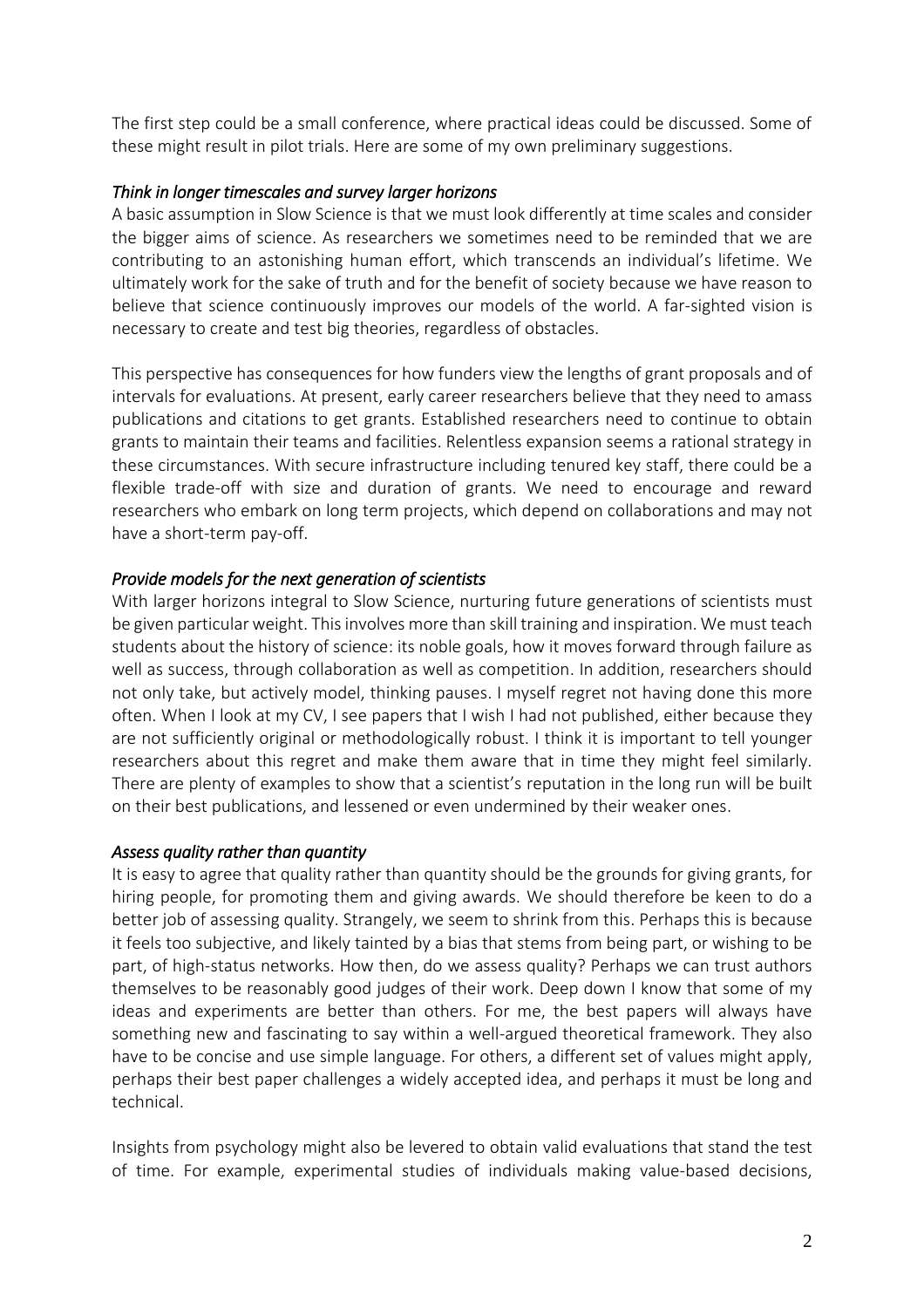The first step could be a small conference, where practical ideas could be discussed. Some of these might result in pilot trials. Here are some of my own preliminary suggestions.

### *Think in longer timescales and survey larger horizons*

A basic assumption in Slow Science is that we must look differently at time scales and consider the bigger aims of science. As researchers we sometimes need to be reminded that we are contributing to an astonishing human effort, which transcends an individual's lifetime. We ultimately work for the sake of truth and for the benefit of society because we have reason to believe that science continuously improves our models of the world. A far-sighted vision is necessary to create and test big theories, regardless of obstacles.

This perspective has consequences for how funders view the lengths of grant proposals and of intervals for evaluations. At present, early career researchers believe that they need to amass publications and citations to get grants. Established researchers need to continue to obtain grants to maintain their teams and facilities. Relentless expansion seems a rational strategy in these circumstances. With secure infrastructure including tenured key staff, there could be a flexible trade-off with size and duration of grants. We need to encourage and reward researchers who embark on long term projects, which depend on collaborations and may not have a short-term pay-off.

### *Provide models for the next generation of scientists*

With larger horizons integral to Slow Science, nurturing future generations of scientists must be given particular weight. This involves more than skill training and inspiration. We must teach students about the history of science: its noble goals, how it moves forward through failure as well as success, through collaboration as well as competition. In addition, researchers should not only take, but actively model, thinking pauses. I myself regret not having done this more often. When I look at my CV, I see papers that I wish I had not published, either because they are not sufficiently original or methodologically robust. I think it is important to tell younger researchers about this regret and make them aware that in time they might feel similarly. There are plenty of examples to show that a scientist's reputation in the long run will be built on their best publications, and lessened or even undermined by their weaker ones.

### *Assess quality rather than quantity*

It is easy to agree that quality rather than quantity should be the grounds for giving grants, for hiring people, for promoting them and giving awards. We should therefore be keen to do a better job of assessing quality. Strangely, we seem to shrink from this. Perhaps this is because it feels too subjective, and likely tainted by a bias that stems from being part, or wishing to be part, of high-status networks. How then, do we assess quality? Perhaps we can trust authors themselves to be reasonably good judges of their work. Deep down I know that some of my ideas and experiments are better than others. For me, the best papers will always have something new and fascinating to say within a well-argued theoretical framework. They also have to be concise and use simple language. For others, a different set of values might apply, perhaps their best paper challenges a widely accepted idea, and perhaps it must be long and technical.

Insights from psychology might also be levered to obtain valid evaluations that stand the test of time. For example, experimental studies of individuals making value-based decisions,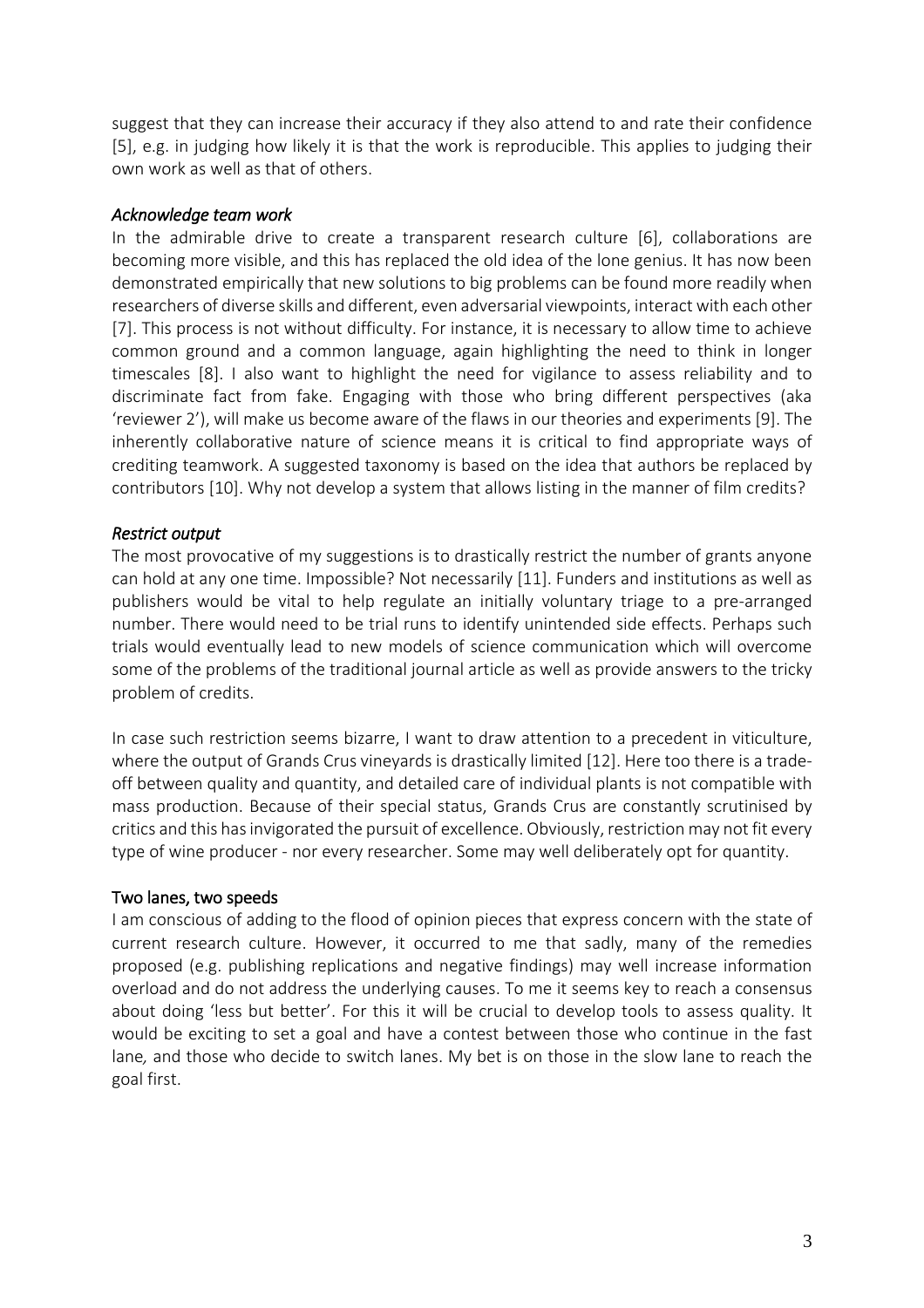suggest that they can increase their accuracy if they also attend to and rate their confidence [5], e.g. in judging how likely it is that the work is reproducible. This applies to judging their own work as well as that of others.

### *Acknowledge team work*

In the admirable drive to create a transparent research culture [6], collaborations are becoming more visible, and this has replaced the old idea of the lone genius. It has now been demonstrated empirically that new solutions to big problems can be found more readily when researchers of diverse skills and different, even adversarial viewpoints, interact with each other [7]. This process is not without difficulty. For instance, it is necessary to allow time to achieve common ground and a common language, again highlighting the need to think in longer timescales [8]. I also want to highlight the need for vigilance to assess reliability and to discriminate fact from fake. Engaging with those who bring different perspectives (aka 'reviewer 2'), will make us become aware of the flaws in our theories and experiments [9]. The inherently collaborative nature of science means it is critical to find appropriate ways of crediting teamwork. A suggested taxonomy is based on the idea that authors be replaced by contributors [10]. Why not develop a system that allows listing in the manner of film credits?

### *Restrict output*

The most provocative of my suggestions is to drastically restrict the number of grants anyone can hold at any one time. Impossible? Not necessarily [11]. Funders and institutions as well as publishers would be vital to help regulate an initially voluntary triage to a pre-arranged number. There would need to be trial runs to identify unintended side effects. Perhaps such trials would eventually lead to new models of science communication which will overcome some of the problems of the traditional journal article as well as provide answers to the tricky problem of credits.

In case such restriction seems bizarre, I want to draw attention to a precedent in viticulture, where the output of Grands Crus vineyards is drastically limited [12]. Here too there is a trade-off between quality and quantity, and detailed care of individual plants is not compatible with mass production. Because of their special status, Grands Crus are constantly scrutinised by critics and this has invigorated the pursuit of excellence. Obviously, restriction may not fit every type of wine producer - nor every researcher. Some may well deliberately opt for quantity.

## Two lanes, two speeds

I am conscious of adding to the flood of opinion pieces that express concern with the state of current research culture. However, it occurred to me that sadly, many of the remedies proposed (e.g. publishing replications and negative findings) may well increase information overload and do not address the underlying causes. To me it seems key to reach a consensus about doing 'less but better'. For this it will be crucial to develop tools to assess quality. It would be exciting to set a goal and have a contest between those who continue in the fast lane, and those who decide to switch lanes. My bet is on those in the slow lane to reach the goal first.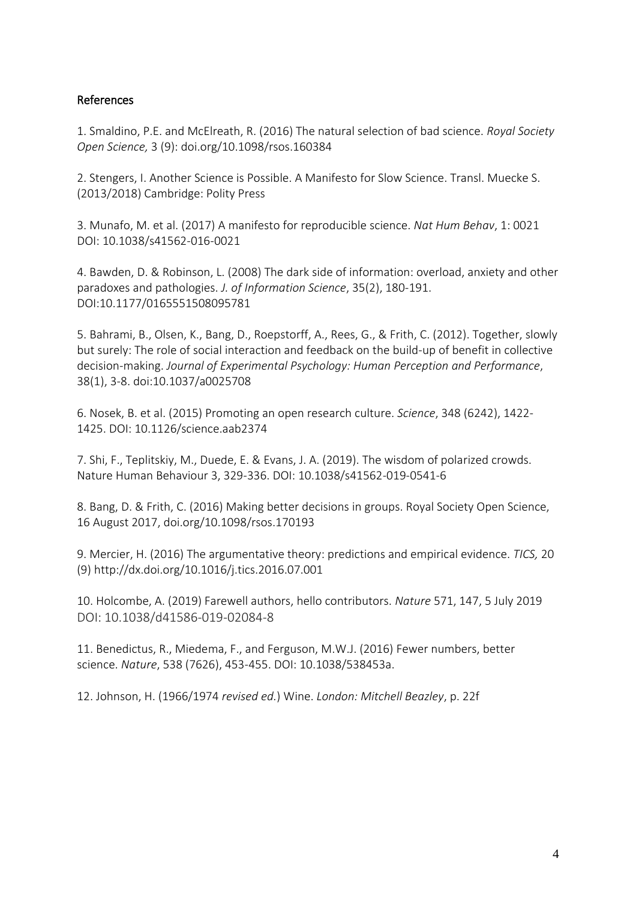## References

1. Smaldino, P.E. and McElreath, R. (2016) The natural selection of bad science. *Royal Society Open Science,* 3 (9): doi.org/10.1098/rsos.160384

2. Stengers, I. Another Science is Possible. A Manifesto for Slow Science. Transl. Muecke S. (2013/2018) Cambridge: Polity Press

3. Munafo, M. et al. (2017) A manifesto for reproducible science. *Nat Hum Behav*, 1: 0021 DOI: 10.1038/s41562-016-0021

4. Bawden, D. & Robinson, L. (2008) The dark side of information: overload, anxiety and other paradoxes and pathologies. *J. of Information Science*, 35(2), 180-191. DOI:10.1177/0165551508095781

5. Bahrami, B., Olsen, K., Bang, D., Roepstorff, A., Rees, G., & Frith, C. (2012). Together, slowly but surely: The role of social interaction and feedback on the build-up of benefit in collective decision-making. *Journal of Experimental Psychology: Human Perception and Performance*, 38(1), 3-8. doi:10.1037/a0025708

6. Nosek, B. et al. (2015) Promoting an open research culture. *Science*, 348 (6242), 1422-1425. DOI: 10.1126/science.aab2374

7. Shi, F., Teplitskiy, M., Duede, E. & Evans, J. A. (2019). The wisdom of polarized crowds. Nature Human Behaviour 3, 329-336. DOI: 10.1038/s41562-019-0541-6

8. Bang, D. & Frith, C. (2016) Making better decisions in groups. Royal Society Open Science, 16 August 2017, doi.org/10.1098/rsos.170193

9. Mercier, H. (2016) The argumentative theory: predictions and empirical evidence. *TICS,* 20 (9) http://dx.doi.org/10.1016/j.tics.2016.07.001

10. Holcombe, A. (2019) Farewell authors, hello contributors. *Nature* 571, 147, 5 July 2019 DOI: 10.1038/d41586-019-02084-8

11. Benedictus, R., Miedema, F., and Ferguson, M.W.J. (2016) Fewer numbers, better science. *Nature*, 538 (7626), 453-455. DOI: 10.1038/538453a.

12. Johnson, H. (1966/1974 *revised ed.*) Wine. *London: Mitchell Beazley*, p. 22f